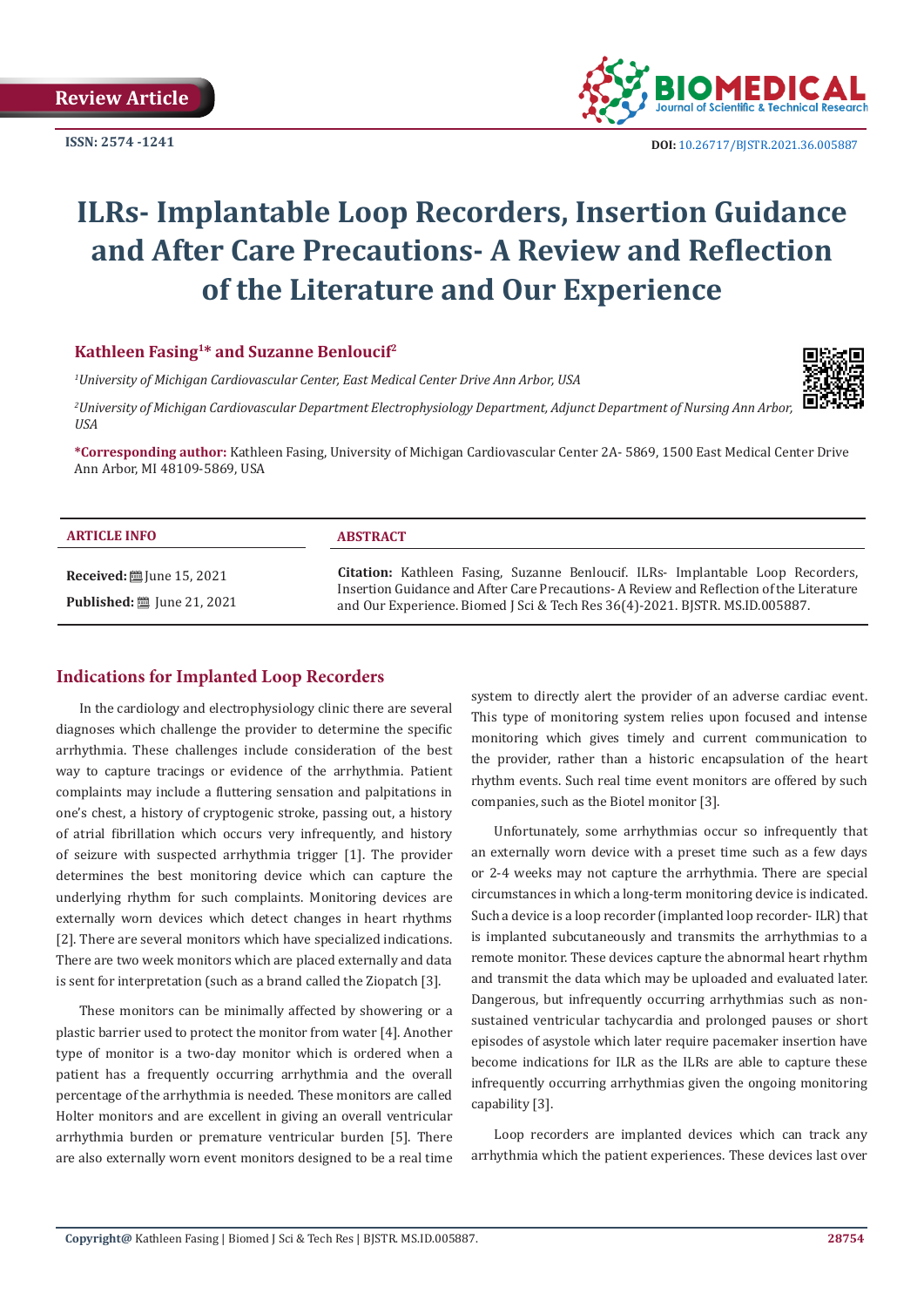Review Article

ISSN: 2574 -1241

DOI: 10.26717/BJSTR.2021.36.005887

# ILRs- Implantable Loop Recorders, Insertion Guidance and After Care Precautions- A Review and Reflection of the Literature and Our Experience

**Kathleen Fasing[1]* and Suzanne Benloucif[2]**

*[1]University of Michigan Cardiovascular Center, East Medical Center Drive Ann Arbor, USA*

*[2]University of Michigan Cardiovascular Department Electrophysiology Department, Adjunct Department of Nursing Ann Arbor, USA*

***Corresponding author:** Kathleen Fasing, University of Michigan Cardiovascular Center 2A- 5869, 1500 East Medical Center Drive Ann Arbor, MI 48109-5869, USA

**ARTICLE INFO**

**Received:** June 15, 2021

**Published:** June 21, 2021

**ABSTRACT**

**Citation:** Kathleen Fasing, Suzanne Benloucif. ILRs- Implantable Loop Recorders, Insertion Guidance and After Care Precautions- A Review and Reflection of the Literature and Our Experience. Biomed J Sci & Tech Res 36(4)-2021. BJSTR. MS.ID.005887.

## Indications for Implanted Loop Recorders

In the cardiology and electrophysiology clinic there are several diagnoses which challenge the provider to determine the specific arrhythmia. These challenges include consideration of the best way to capture tracings or evidence of the arrhythmia. Patient complaints may include a fluttering sensation and palpitations in one's chest, a history of cryptogenic stroke, passing out, a history of atrial fibrillation which occurs very infrequently, and history of seizure with suspected arrhythmia trigger [1]. The provider determines the best monitoring device which can capture the underlying rhythm for such complaints. Monitoring devices are externally worn devices which detect changes in heart rhythms [2]. There are several monitors which have specialized indications. There are two week monitors which are placed externally and data is sent for interpretation (such as a brand called the Ziopatch [3].

These monitors can be minimally affected by showering or a plastic barrier used to protect the monitor from water [4]. Another type of monitor is a two-day monitor which is ordered when a patient has a frequently occurring arrhythmia and the overall percentage of the arrhythmia is needed. These monitors are called Holter monitors and are excellent in giving an overall ventricular arrhythmia burden or premature ventricular burden [5]. There are also externally worn event monitors designed to be a real time system to directly alert the provider of an adverse cardiac event. This type of monitoring system relies upon focused and intense monitoring which gives timely and current communication to the provider, rather than a historic encapsulation of the heart rhythm events. Such real time event monitors are offered by such companies, such as the Biotel monitor [3].

Unfortunately, some arrhythmias occur so infrequently that an externally worn device with a preset time such as a few days or 2-4 weeks may not capture the arrhythmia. There are special circumstances in which a long-term monitoring device is indicated. Such a device is a loop recorder (implanted loop recorder- ILR) that is implanted subcutaneously and transmits the arrhythmias to a remote monitor. These devices capture the abnormal heart rhythm and transmit the data which may be uploaded and evaluated later. Dangerous, but infrequently occurring arrhythmias such as non-sustained ventricular tachycardia and prolonged pauses or short episodes of asystole which later require pacemaker insertion have become indications for ILR as the ILRs are able to capture these infrequently occurring arrhythmias given the ongoing monitoring capability [3].

Loop recorders are implanted devices which can track any arrhythmia which the patient experiences. These devices last over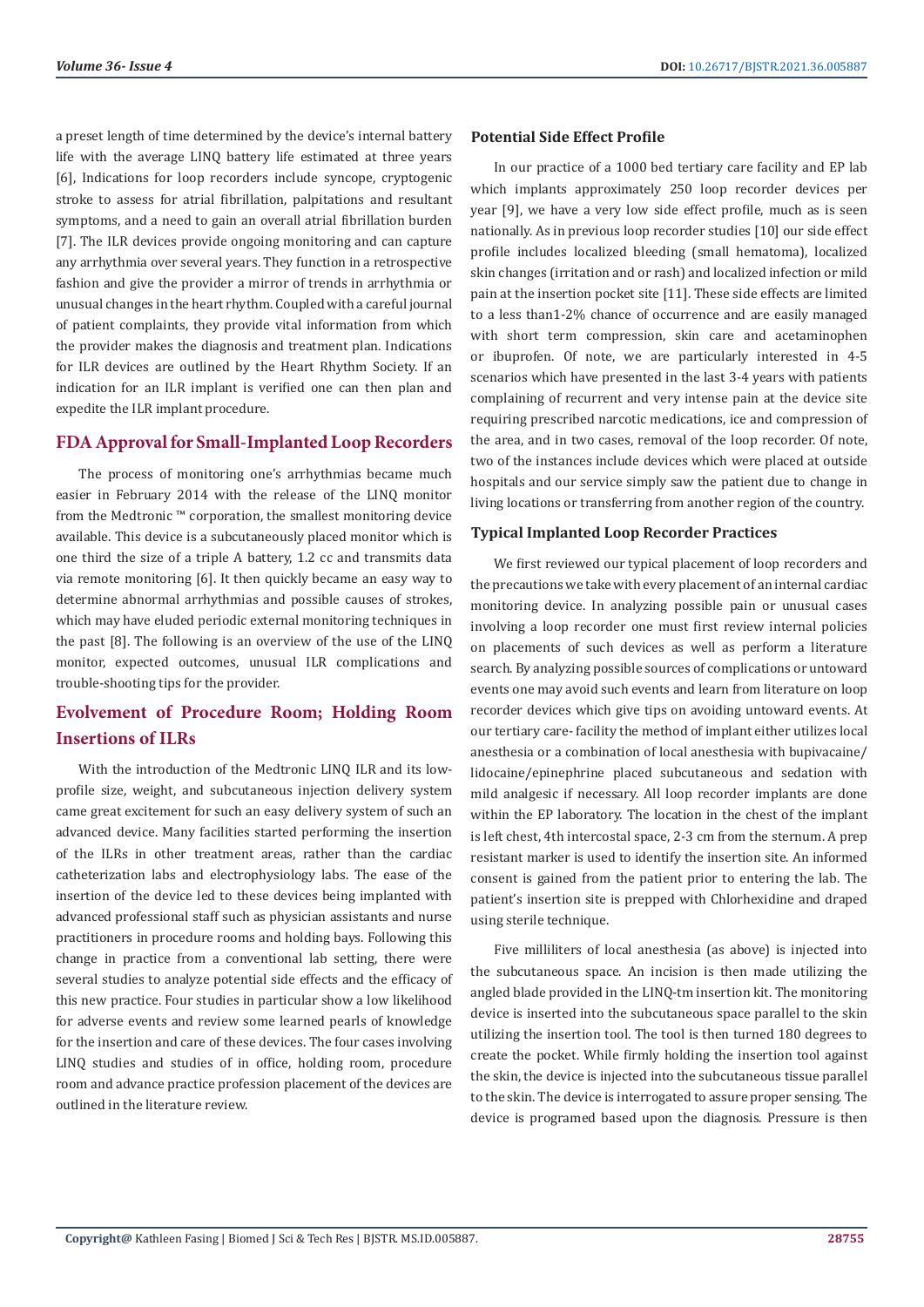a preset length of time determined by the device's internal battery life with the average LINQ battery life estimated at three years [6], Indications for loop recorders include syncope, cryptogenic stroke to assess for atrial fibrillation, palpitations and resultant symptoms, and a need to gain an overall atrial fibrillation burden [7]. The ILR devices provide ongoing monitoring and can capture any arrhythmia over several years. They function in a retrospective fashion and give the provider a mirror of trends in arrhythmia or unusual changes in the heart rhythm. Coupled with a careful journal of patient complaints, they provide vital information from which the provider makes the diagnosis and treatment plan. Indications for ILR devices are outlined by the Heart Rhythm Society. If an indication for an ILR implant is verified one can then plan and expedite the ILR implant procedure.

## FDA Approval for Small-Implanted Loop Recorders

The process of monitoring one's arrhythmias became much easier in February 2014 with the release of the LINQ monitor from the Medtronic ™ corporation, the smallest monitoring device available. This device is a subcutaneously placed monitor which is one third the size of a triple A battery, 1.2 cc and transmits data via remote monitoring [6]. It then quickly became an easy way to determine abnormal arrhythmias and possible causes of strokes, which may have eluded periodic external monitoring techniques in the past [8]. The following is an overview of the use of the LINQ monitor, expected outcomes, unusual ILR complications and trouble-shooting tips for the provider.

## Evolvement of Procedure Room; Holding Room Insertions of ILRs

With the introduction of the Medtronic LINQ ILR and its low-profile size, weight, and subcutaneous injection delivery system came great excitement for such an easy delivery system of such an advanced device. Many facilities started performing the insertion of the ILRs in other treatment areas, rather than the cardiac catheterization labs and electrophysiology labs. The ease of the insertion of the device led to these devices being implanted with advanced professional staff such as physician assistants and nurse practitioners in procedure rooms and holding bays. Following this change in practice from a conventional lab setting, there were several studies to analyze potential side effects and the efficacy of this new practice. Four studies in particular show a low likelihood for adverse events and review some learned pearls of knowledge for the insertion and care of these devices. The four cases involving LINQ studies and studies of in office, holding room, procedure room and advance practice profession placement of the devices are outlined in the literature review.

### Potential Side Effect Profile

In our practice of a 1000 bed tertiary care facility and EP lab which implants approximately 250 loop recorder devices per year [9], we have a very low side effect profile, much as is seen nationally. As in previous loop recorder studies [10] our side effect profile includes localized bleeding (small hematoma), localized skin changes (irritation and or rash) and localized infection or mild pain at the insertion pocket site [11]. These side effects are limited to a less than1-2% chance of occurrence and are easily managed with short term compression, skin care and acetaminophen or ibuprofen. Of note, we are particularly interested in 4-5 scenarios which have presented in the last 3-4 years with patients complaining of recurrent and very intense pain at the device site requiring prescribed narcotic medications, ice and compression of the area, and in two cases, removal of the loop recorder. Of note, two of the instances include devices which were placed at outside hospitals and our service simply saw the patient due to change in living locations or transferring from another region of the country.

### Typical Implanted Loop Recorder Practices

We first reviewed our typical placement of loop recorders and the precautions we take with every placement of an internal cardiac monitoring device. In analyzing possible pain or unusual cases involving a loop recorder one must first review internal policies on placements of such devices as well as perform a literature search. By analyzing possible sources of complications or untoward events one may avoid such events and learn from literature on loop recorder devices which give tips on avoiding untoward events. At our tertiary care- facility the method of implant either utilizes local anesthesia or a combination of local anesthesia with bupivacaine/ lidocaine/epinephrine placed subcutaneous and sedation with mild analgesic if necessary. All loop recorder implants are done within the EP laboratory. The location in the chest of the implant is left chest, 4th intercostal space, 2-3 cm from the sternum. A prep resistant marker is used to identify the insertion site. An informed consent is gained from the patient prior to entering the lab. The patient's insertion site is prepped with Chlorhexidine and draped using sterile technique.

Five milliliters of local anesthesia (as above) is injected into the subcutaneous space. An incision is then made utilizing the angled blade provided in the LINQ-tm insertion kit. The monitoring device is inserted into the subcutaneous space parallel to the skin utilizing the insertion tool. The tool is then turned 180 degrees to create the pocket. While firmly holding the insertion tool against the skin, the device is injected into the subcutaneous tissue parallel to the skin. The device is interrogated to assure proper sensing. The device is programed based upon the diagnosis. Pressure is then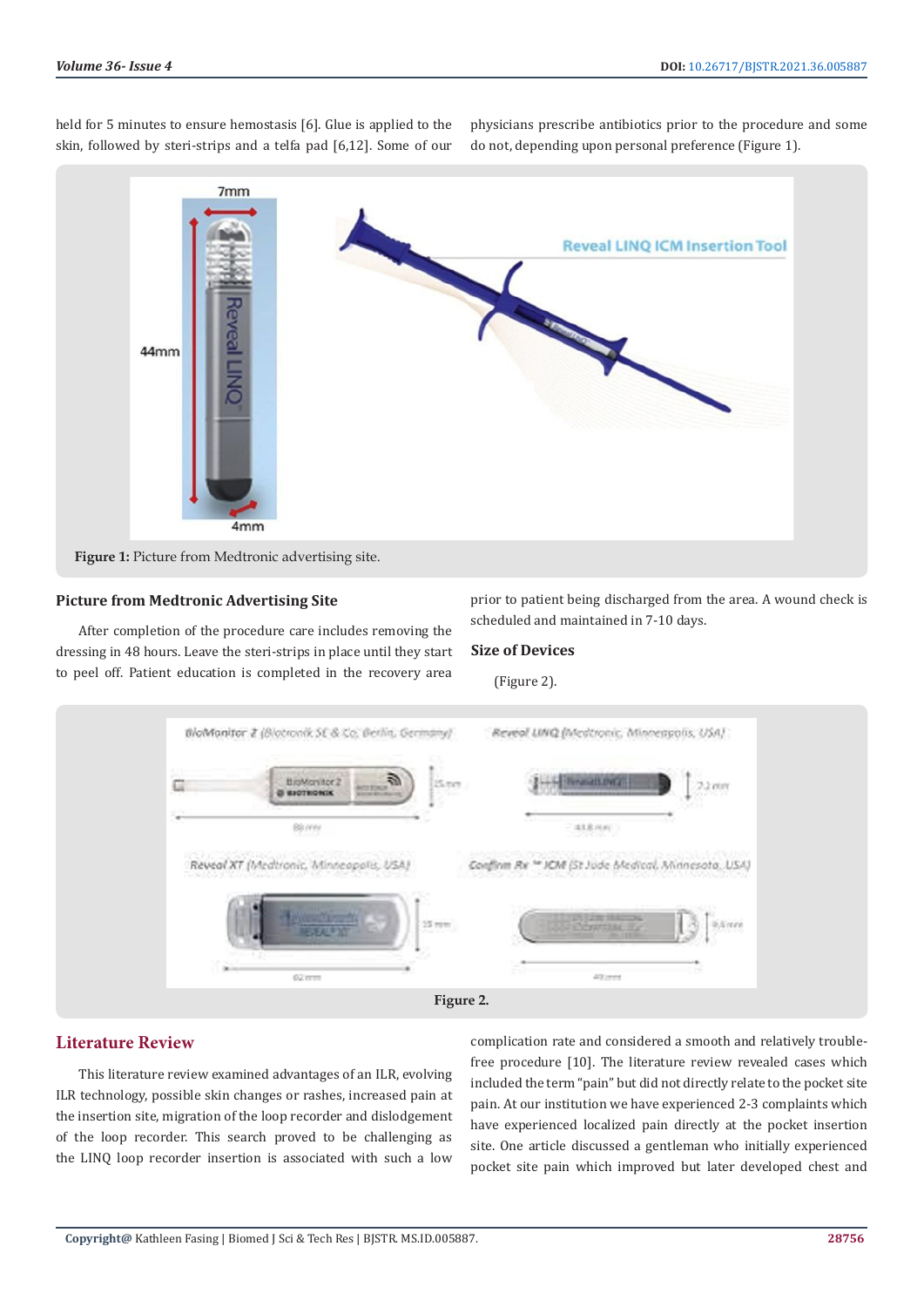held for 5 minutes to ensure hemostasis [6]. Glue is applied to the skin, followed by steri-strips and a telfa pad [6,12]. Some of our physicians prescribe antibiotics prior to the procedure and some do not, depending upon personal preference (Figure 1).

**Figure 1:** Picture from Medtronic advertising site.

### Picture from Medtronic Advertising Site

After completion of the procedure care includes removing the dressing in 48 hours. Leave the steri-strips in place until they start to peel off. Patient education is completed in the recovery area prior to patient being discharged from the area. A wound check is scheduled and maintained in 7-10 days.

### Size of Devices

(Figure 2).

**Figure 2.**

## Literature Review

This literature review examined advantages of an ILR, evolving ILR technology, possible skin changes or rashes, increased pain at the insertion site, migration of the loop recorder and dislodgement of the loop recorder. This search proved to be challenging as the LINQ loop recorder insertion is associated with such a low complication rate and considered a smooth and relatively trouble-free procedure [10]. The literature review revealed cases which included the term "pain" but did not directly relate to the pocket site pain. At our institution we have experienced 2-3 complaints which have experienced localized pain directly at the pocket insertion site. One article discussed a gentleman who initially experienced pocket site pain which improved but later developed chest and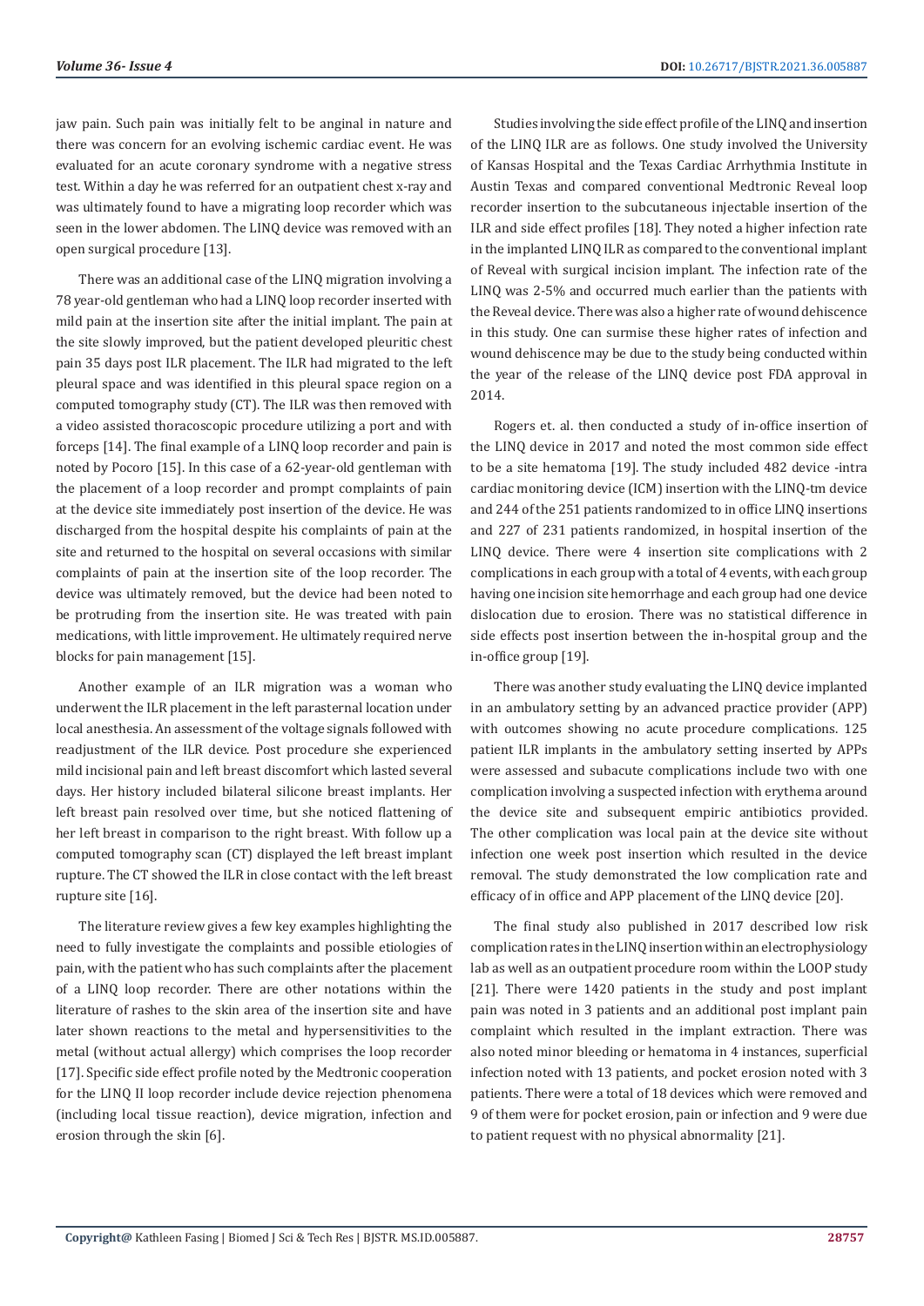jaw pain. Such pain was initially felt to be anginal in nature and there was concern for an evolving ischemic cardiac event. He was evaluated for an acute coronary syndrome with a negative stress test. Within a day he was referred for an outpatient chest x-ray and was ultimately found to have a migrating loop recorder which was seen in the lower abdomen. The LINQ device was removed with an open surgical procedure [13].

There was an additional case of the LINQ migration involving a 78 year-old gentleman who had a LINQ loop recorder inserted with mild pain at the insertion site after the initial implant. The pain at the site slowly improved, but the patient developed pleuritic chest pain 35 days post ILR placement. The ILR had migrated to the left pleural space and was identified in this pleural space region on a computed tomography study (CT). The ILR was then removed with a video assisted thoracoscopic procedure utilizing a port and with forceps [14]. The final example of a LINQ loop recorder and pain is noted by Pocoro [15]. In this case of a 62-year-old gentleman with the placement of a loop recorder and prompt complaints of pain at the device site immediately post insertion of the device. He was discharged from the hospital despite his complaints of pain at the site and returned to the hospital on several occasions with similar complaints of pain at the insertion site of the loop recorder. The device was ultimately removed, but the device had been noted to be protruding from the insertion site. He was treated with pain medications, with little improvement. He ultimately required nerve blocks for pain management [15].

Another example of an ILR migration was a woman who underwent the ILR placement in the left parasternal location under local anesthesia. An assessment of the voltage signals followed with readjustment of the ILR device. Post procedure she experienced mild incisional pain and left breast discomfort which lasted several days. Her history included bilateral silicone breast implants. Her left breast pain resolved over time, but she noticed flattening of her left breast in comparison to the right breast. With follow up a computed tomography scan (CT) displayed the left breast implant rupture. The CT showed the ILR in close contact with the left breast rupture site [16].

The literature review gives a few key examples highlighting the need to fully investigate the complaints and possible etiologies of pain, with the patient who has such complaints after the placement of a LINQ loop recorder. There are other notations within the literature of rashes to the skin area of the insertion site and have later shown reactions to the metal and hypersensitivities to the metal (without actual allergy) which comprises the loop recorder [17]. Specific side effect profile noted by the Medtronic cooperation for the LINQ II loop recorder include device rejection phenomena (including local tissue reaction), device migration, infection and erosion through the skin [6].

Studies involving the side effect profile of the LINQ and insertion of the LINQ ILR are as follows. One study involved the University of Kansas Hospital and the Texas Cardiac Arrhythmia Institute in Austin Texas and compared conventional Medtronic Reveal loop recorder insertion to the subcutaneous injectable insertion of the ILR and side effect profiles [18]. They noted a higher infection rate in the implanted LINQ ILR as compared to the conventional implant of Reveal with surgical incision implant. The infection rate of the LINQ was 2-5% and occurred much earlier than the patients with the Reveal device. There was also a higher rate of wound dehiscence in this study. One can surmise these higher rates of infection and wound dehiscence may be due to the study being conducted within the year of the release of the LINQ device post FDA approval in 2014.

Rogers et. al. then conducted a study of in-office insertion of the LINQ device in 2017 and noted the most common side effect to be a site hematoma [19]. The study included 482 device -intra cardiac monitoring device (ICM) insertion with the LINQ-tm device and 244 of the 251 patients randomized to in office LINQ insertions and 227 of 231 patients randomized, in hospital insertion of the LINQ device. There were 4 insertion site complications with 2 complications in each group with a total of 4 events, with each group having one incision site hemorrhage and each group had one device dislocation due to erosion. There was no statistical difference in side effects post insertion between the in-hospital group and the in-office group [19].

There was another study evaluating the LINQ device implanted in an ambulatory setting by an advanced practice provider (APP) with outcomes showing no acute procedure complications. 125 patient ILR implants in the ambulatory setting inserted by APPs were assessed and subacute complications include two with one complication involving a suspected infection with erythema around the device site and subsequent empiric antibiotics provided. The other complication was local pain at the device site without infection one week post insertion which resulted in the device removal. The study demonstrated the low complication rate and efficacy of in office and APP placement of the LINQ device [20].

The final study also published in 2017 described low risk complication rates in the LINQ insertion within an electrophysiology lab as well as an outpatient procedure room within the LOOP study [21]. There were 1420 patients in the study and post implant pain was noted in 3 patients and an additional post implant pain complaint which resulted in the implant extraction. There was also noted minor bleeding or hematoma in 4 instances, superficial infection noted with 13 patients, and pocket erosion noted with 3 patients. There were a total of 18 devices which were removed and 9 of them were for pocket erosion, pain or infection and 9 were due to patient request with no physical abnormality [21].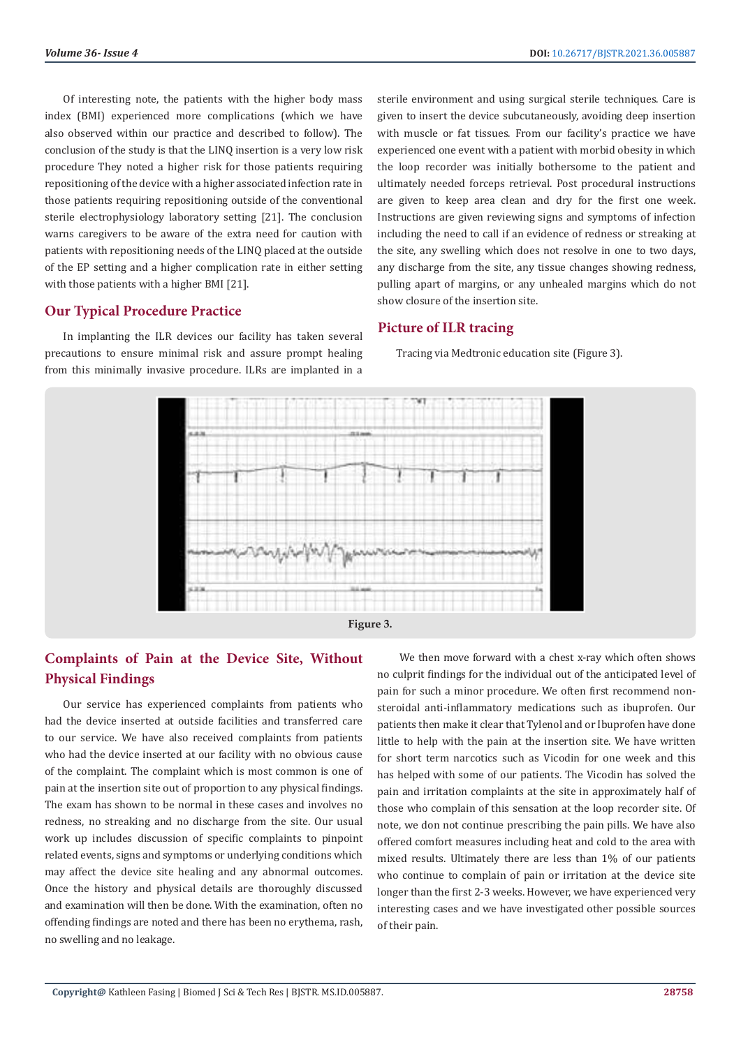Of interesting note, the patients with the higher body mass index (BMI) experienced more complications (which we have also observed within our practice and described to follow). The conclusion of the study is that the LINQ insertion is a very low risk procedure They noted a higher risk for those patients requiring repositioning of the device with a higher associated infection rate in those patients requiring repositioning outside of the conventional sterile electrophysiology laboratory setting [21]. The conclusion warns caregivers to be aware of the extra need for caution with patients with repositioning needs of the LINQ placed at the outside of the EP setting and a higher complication rate in either setting with those patients with a higher BMI [21].

## Our Typical Procedure Practice

In implanting the ILR devices our facility has taken several precautions to ensure minimal risk and assure prompt healing from this minimally invasive procedure. ILRs are implanted in a sterile environment and using surgical sterile techniques. Care is given to insert the device subcutaneously, avoiding deep insertion with muscle or fat tissues. From our facility's practice we have experienced one event with a patient with morbid obesity in which the loop recorder was initially bothersome to the patient and ultimately needed forceps retrieval. Post procedural instructions are given to keep area clean and dry for the first one week. Instructions are given reviewing signs and symptoms of infection including the need to call if an evidence of redness or streaking at the site, any swelling which does not resolve in one to two days, any discharge from the site, any tissue changes showing redness, pulling apart of margins, or any unhealed margins which do not show closure of the insertion site.

## Picture of ILR tracing

Tracing via Medtronic education site (Figure 3).

Figure 3.

## Complaints of Pain at the Device Site, Without Physical Findings

Our service has experienced complaints from patients who had the device inserted at outside facilities and transferred care to our service. We have also received complaints from patients who had the device inserted at our facility with no obvious cause of the complaint. The complaint which is most common is one of pain at the insertion site out of proportion to any physical findings. The exam has shown to be normal in these cases and involves no redness, no streaking and no discharge from the site. Our usual work up includes discussion of specific complaints to pinpoint related events, signs and symptoms or underlying conditions which may affect the device site healing and any abnormal outcomes. Once the history and physical details are thoroughly discussed and examination will then be done. With the examination, often no offending findings are noted and there has been no erythema, rash, no swelling and no leakage.

We then move forward with a chest x-ray which often shows no culprit findings for the individual out of the anticipated level of pain for such a minor procedure. We often first recommend non-steroidal anti-inflammatory medications such as ibuprofen. Our patients then make it clear that Tylenol and or Ibuprofen have done little to help with the pain at the insertion site. We have written for short term narcotics such as Vicodin for one week and this has helped with some of our patients. The Vicodin has solved the pain and irritation complaints at the site in approximately half of those who complain of this sensation at the loop recorder site. Of note, we don not continue prescribing the pain pills. We have also offered comfort measures including heat and cold to the area with mixed results. Ultimately there are less than 1% of our patients who continue to complain of pain or irritation at the device site longer than the first 2-3 weeks. However, we have experienced very interesting cases and we have investigated other possible sources of their pain.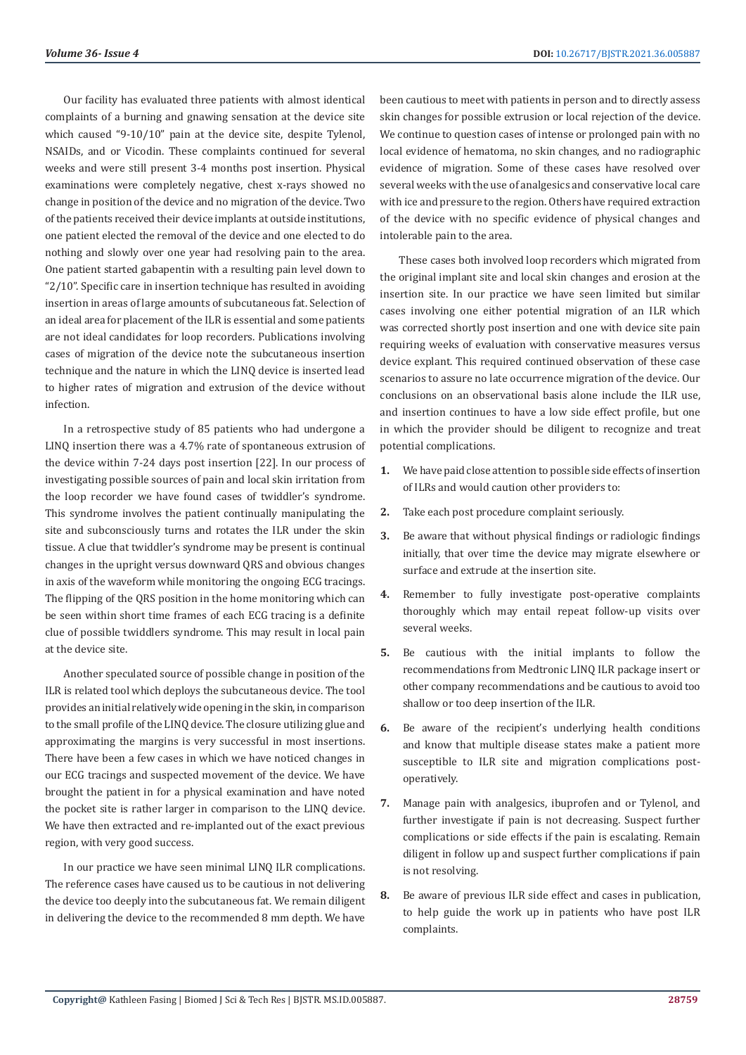Our facility has evaluated three patients with almost identical complaints of a burning and gnawing sensation at the device site which caused "9-10/10" pain at the device site, despite Tylenol, NSAIDs, and or Vicodin. These complaints continued for several weeks and were still present 3-4 months post insertion. Physical examinations were completely negative, chest x-rays showed no change in position of the device and no migration of the device. Two of the patients received their device implants at outside institutions, one patient elected the removal of the device and one elected to do nothing and slowly over one year had resolving pain to the area. One patient started gabapentin with a resulting pain level down to "2/10". Specific care in insertion technique has resulted in avoiding insertion in areas of large amounts of subcutaneous fat. Selection of an ideal area for placement of the ILR is essential and some patients are not ideal candidates for loop recorders. Publications involving cases of migration of the device note the subcutaneous insertion technique and the nature in which the LINQ device is inserted lead to higher rates of migration and extrusion of the device without infection.

In a retrospective study of 85 patients who had undergone a LINQ insertion there was a 4.7% rate of spontaneous extrusion of the device within 7-24 days post insertion [22]. In our process of investigating possible sources of pain and local skin irritation from the loop recorder we have found cases of twiddler's syndrome. This syndrome involves the patient continually manipulating the site and subconsciously turns and rotates the ILR under the skin tissue. A clue that twiddler's syndrome may be present is continual changes in the upright versus downward QRS and obvious changes in axis of the waveform while monitoring the ongoing ECG tracings. The flipping of the QRS position in the home monitoring which can be seen within short time frames of each ECG tracing is a definite clue of possible twiddlers syndrome. This may result in local pain at the device site.

Another speculated source of possible change in position of the ILR is related tool which deploys the subcutaneous device. The tool provides an initial relatively wide opening in the skin, in comparison to the small profile of the LINQ device. The closure utilizing glue and approximating the margins is very successful in most insertions. There have been a few cases in which we have noticed changes in our ECG tracings and suspected movement of the device. We have brought the patient in for a physical examination and have noted the pocket site is rather larger in comparison to the LINQ device. We have then extracted and re-implanted out of the exact previous region, with very good success.

In our practice we have seen minimal LINQ ILR complications. The reference cases have caused us to be cautious in not delivering the device too deeply into the subcutaneous fat. We remain diligent in delivering the device to the recommended 8 mm depth. We have been cautious to meet with patients in person and to directly assess skin changes for possible extrusion or local rejection of the device. We continue to question cases of intense or prolonged pain with no local evidence of hematoma, no skin changes, and no radiographic evidence of migration. Some of these cases have resolved over several weeks with the use of analgesics and conservative local care with ice and pressure to the region. Others have required extraction of the device with no specific evidence of physical changes and intolerable pain to the area.

These cases both involved loop recorders which migrated from the original implant site and local skin changes and erosion at the insertion site. In our practice we have seen limited but similar cases involving one either potential migration of an ILR which was corrected shortly post insertion and one with device site pain requiring weeks of evaluation with conservative measures versus device explant. This required continued observation of these case scenarios to assure no late occurrence migration of the device. Our conclusions on an observational basis alone include the ILR use, and insertion continues to have a low side effect profile, but one in which the provider should be diligent to recognize and treat potential complications.

1. We have paid close attention to possible side effects of insertion of ILRs and would caution other providers to:
2. Take each post procedure complaint seriously.
3. Be aware that without physical findings or radiologic findings initially, that over time the device may migrate elsewhere or surface and extrude at the insertion site.
4. Remember to fully investigate post-operative complaints thoroughly which may entail repeat follow-up visits over several weeks.
5. Be cautious with the initial implants to follow the recommendations from Medtronic LINQ ILR package insert or other company recommendations and be cautious to avoid too shallow or too deep insertion of the ILR.
6. Be aware of the recipient's underlying health conditions and know that multiple disease states make a patient more susceptible to ILR site and migration complications post-operatively.
7. Manage pain with analgesics, ibuprofen and or Tylenol, and further investigate if pain is not decreasing. Suspect further complications or side effects if the pain is escalating. Remain diligent in follow up and suspect further complications if pain is not resolving.
8. Be aware of previous ILR side effect and cases in publication, to help guide the work up in patients who have post ILR complaints.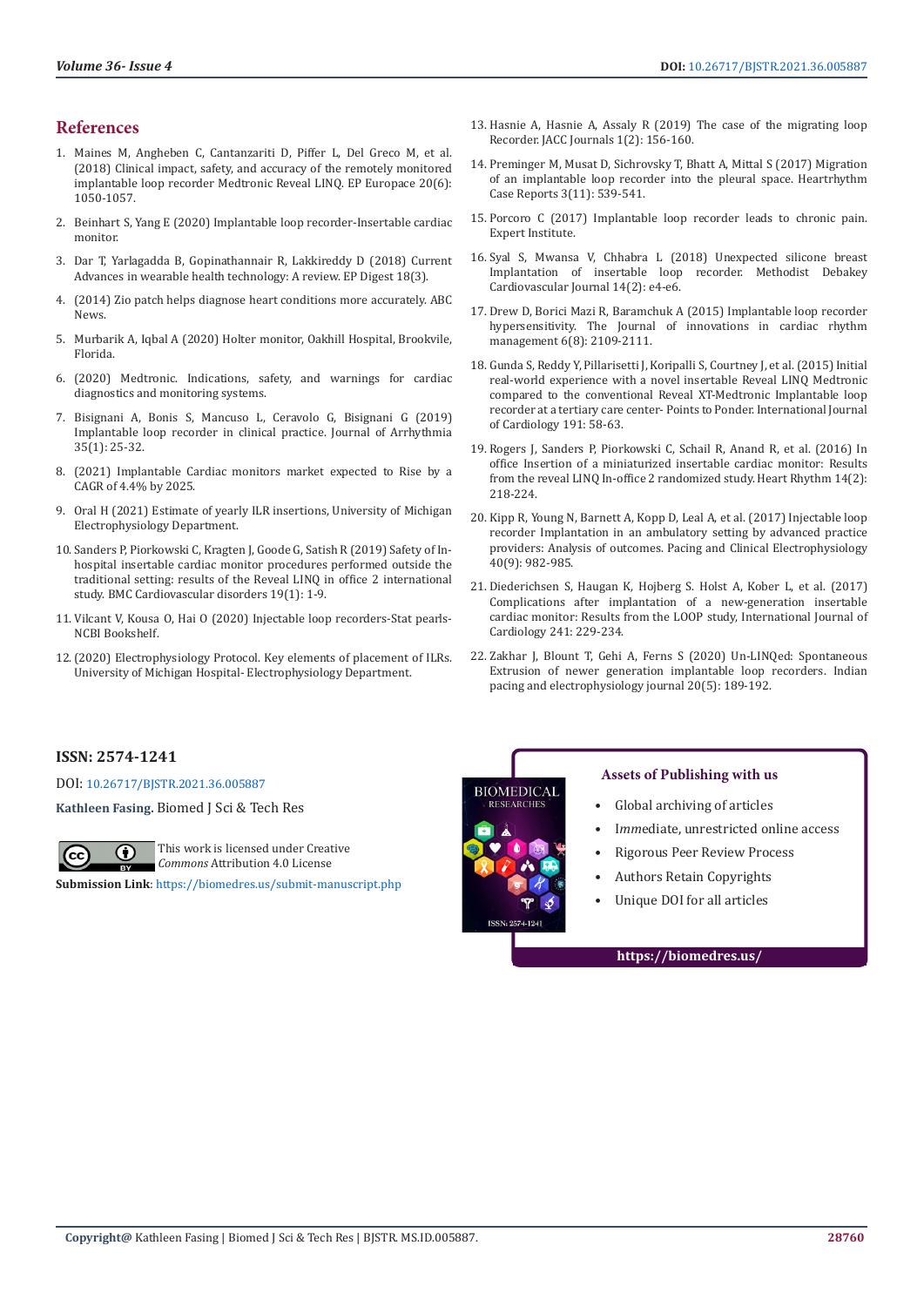## References

1. Maines M, Angheben C, Cantanzariti D, Piffer L, Del Greco M, et al. (2018) Clinical impact, safety, and accuracy of the remotely monitored implantable loop recorder Medtronic Reveal LINQ. EP Europace 20(6): 1050-1057.
2. Beinhart S, Yang E (2020) Implantable loop recorder-Insertable cardiac monitor.
3. Dar T, Yarlagadda B, Gopinathannair R, Lakkireddy D (2018) Current Advances in wearable health technology: A review. EP Digest 18(3).
4. (2014) Zio patch helps diagnose heart conditions more accurately. ABC News.
5. Murbarik A, Iqbal A (2020) Holter monitor, Oakhill Hospital, Brookvile, Florida.
6. (2020) Medtronic. Indications, safety, and warnings for cardiac diagnostics and monitoring systems.
7. Bisignani A, Bonis S, Mancuso L, Ceravolo G, Bisignani G (2019) Implantable loop recorder in clinical practice. Journal of Arrhythmia 35(1): 25-32.
8. (2021) Implantable Cardiac monitors market expected to Rise by a CAGR of 4.4% by 2025.
9. Oral H (2021) Estimate of yearly ILR insertions, University of Michigan Electrophysiology Department.
10. Sanders P, Piorkowski C, Kragten J, Goode G, Satish R (2019) Safety of In-hospital insertable cardiac monitor procedures performed outside the traditional setting: results of the Reveal LINQ in office 2 international study. BMC Cardiovascular disorders 19(1): 1-9.
11. Vilcant V, Kousa O, Hai O (2020) Injectable loop recorders-Stat pearls-NCBI Bookshelf.
12. (2020) Electrophysiology Protocol. Key elements of placement of ILRs. University of Michigan Hospital- Electrophysiology Department.
13. Hasnie A, Hasnie A, Assaly R (2019) The case of the migrating loop Recorder. JACC Journals 1(2): 156-160.
14. Preminger M, Musat D, Sichrovsky T, Bhatt A, Mittal S (2017) Migration of an implantable loop recorder into the pleural space. Heartrhythm Case Reports 3(11): 539-541.
15. Porcoro C (2017) Implantable loop recorder leads to chronic pain. Expert Institute.
16. Syal S, Mwansa V, Chhabra L (2018) Unexpected silicone breast Implantation of insertable loop recorder. Methodist Debakey Cardiovascular Journal 14(2): e4-e6.
17. Drew D, Borici Mazi R, Baramchuk A (2015) Implantable loop recorder hypersensitivity. The Journal of innovations in cardiac rhythm management 6(8): 2109-2111.
18. Gunda S, Reddy Y, Pillarisetti J, Koripalli S, Courtney J, et al. (2015) Initial real-world experience with a novel insertable Reveal LINQ Medtronic compared to the conventional Reveal XT-Medtronic Implantable loop recorder at a tertiary care center- Points to Ponder. International Journal of Cardiology 191: 58-63.
19. Rogers J, Sanders P, Piorkowski C, Schail R, Anand R, et al. (2016) In office Insertion of a miniaturized insertable cardiac monitor: Results from the reveal LINQ In-office 2 randomized study. Heart Rhythm 14(2): 218-224.
20. Kipp R, Young N, Barnett A, Kopp D, Leal A, et al. (2017) Injectable loop recorder Implantation in an ambulatory setting by advanced practice providers: Analysis of outcomes. Pacing and Clinical Electrophysiology 40(9): 982-985.
21. Diederichsen S, Haugan K, Hojberg S. Holst A, Kober L, et al. (2017) Complications after implantation of a new-generation insertable cardiac monitor: Results from the LOOP study, International Journal of Cardiology 241: 229-234.
22. Zakhar J, Blount T, Gehi A, Ferns S (2020) Un-LINQed: Spontaneous Extrusion of newer generation implantable loop recorders. Indian pacing and electrophysiology journal 20(5): 189-192.

**ISSN: 2574-1241**

DOI: 10.26717/BJSTR.2021.36.005887

**Kathleen Fasing.** Biomed J Sci & Tech Res

This work is licensed under Creative *Commons* Attribution 4.0 License

**Submission Link**: https://biomedres.us/submit-manuscript.php

**Assets of Publishing with us**

- Global archiving of articles
- Immediate, unrestricted online access
- Rigorous Peer Review Process
- Authors Retain Copyrights
- Unique DOI for all articles

**https://biomedres.us/**